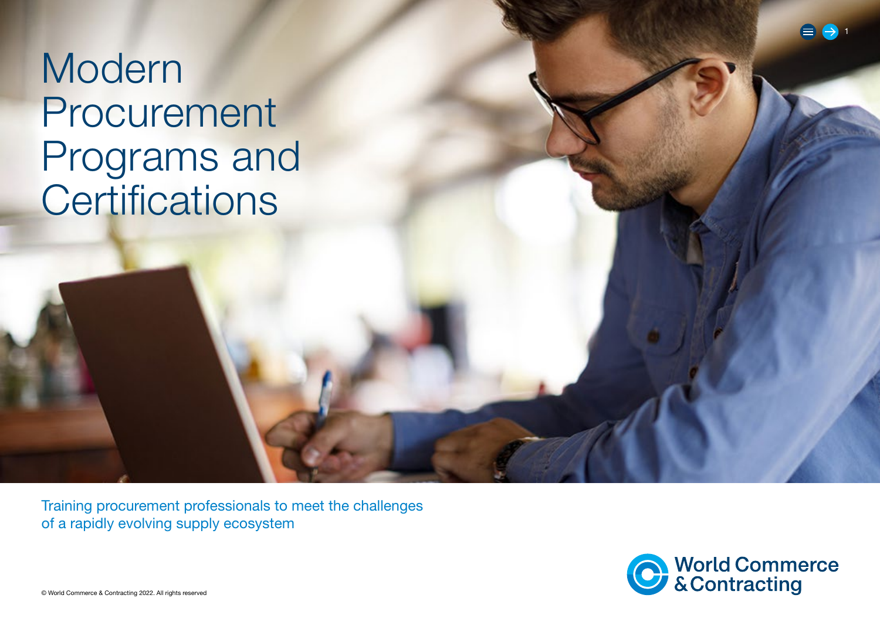# Modern Procurement Programs and Certifications

Training procurement professionals to meet the challenges of a rapidly evolving supply ecosystem

World Commerce & Contracting

© World Commerce & Contracting 2022. All rights reserved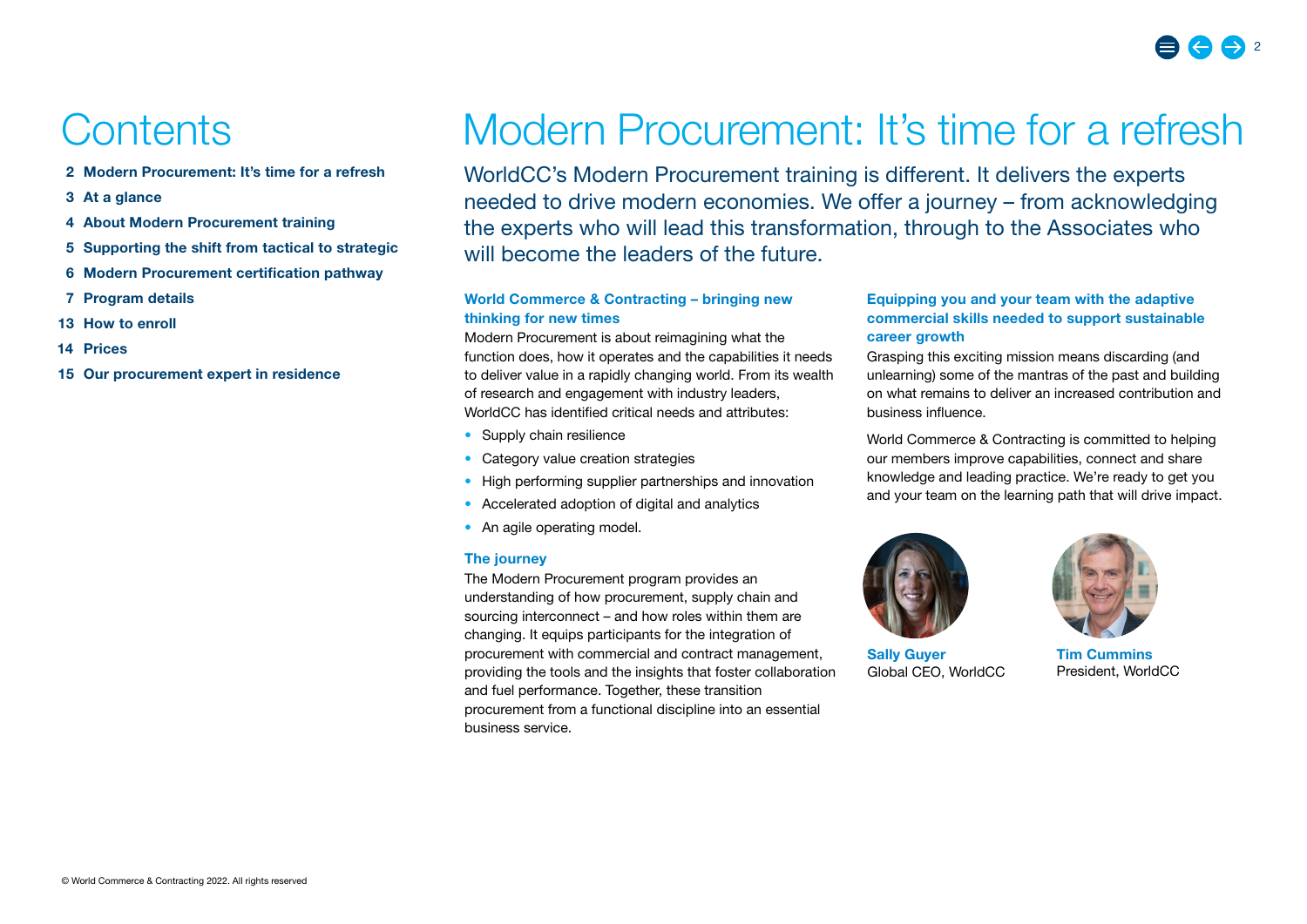# Contents

2 Modern Procurement: It's time for a refresh
3 At a glance
4 About Modern Procurement training
5 Supporting the shift from tactical to strategic
6 Modern Procurement certification pathway
7 Program details
13 How to enroll
14 Prices
15 Our procurement expert in residence

# Modern Procurement: It's time for a refresh

WorldCC's Modern Procurement training is different. It delivers the experts needed to drive modern economies. We offer a journey – from acknowledging the experts who will lead this transformation, through to the Associates who will become the leaders of the future.

### World Commerce & Contracting – bringing new thinking for new times

Modern Procurement is about reimagining what the function does, how it operates and the capabilities it needs to deliver value in a rapidly changing world. From its wealth of research and engagement with industry leaders, WorldCC has identified critical needs and attributes:

- Supply chain resilience
- Category value creation strategies
- High performing supplier partnerships and innovation
- Accelerated adoption of digital and analytics
- An agile operating model.

### The journey

The Modern Procurement program provides an understanding of how procurement, supply chain and sourcing interconnect – and how roles within them are changing. It equips participants for the integration of procurement with commercial and contract management, providing the tools and the insights that foster collaboration and fuel performance. Together, these transition procurement from a functional discipline into an essential business service.

### Equipping you and your team with the adaptive commercial skills needed to support sustainable career growth

Grasping this exciting mission means discarding (and unlearning) some of the mantras of the past and building on what remains to deliver an increased contribution and business influence.

World Commerce & Contracting is committed to helping our members improve capabilities, connect and share knowledge and leading practice. We're ready to get you and your team on the learning path that will drive impact.

**Sally Guyer**
Global CEO, WorldCC

**Tim Cummins**
President, WorldCC

© World Commerce & Contracting 2022. All rights reserved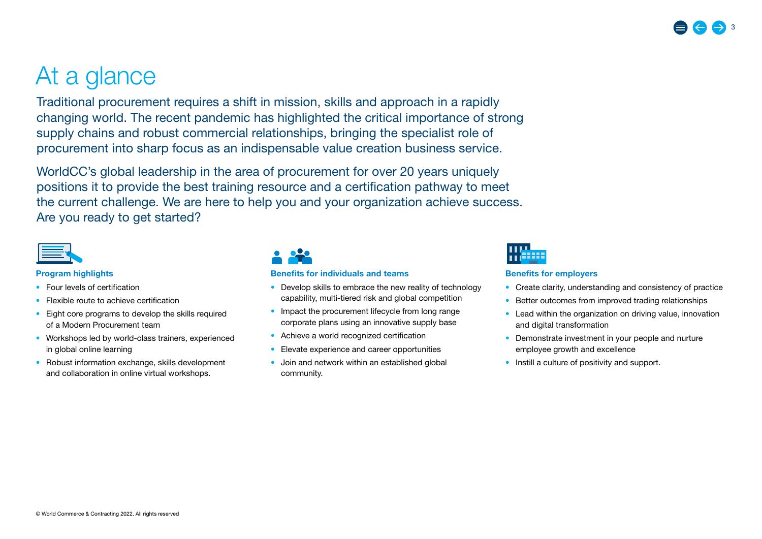# At a glance

Traditional procurement requires a shift in mission, skills and approach in a rapidly changing world. The recent pandemic has highlighted the critical importance of strong supply chains and robust commercial relationships, bringing the specialist role of procurement into sharp focus as an indispensable value creation business service.

WorldCC's global leadership in the area of procurement for over 20 years uniquely positions it to provide the best training resource and a certification pathway to meet the current challenge. We are here to help you and your organization achieve success. Are you ready to get started?

### Program highlights

- Four levels of certification
- Flexible route to achieve certification
- Eight core programs to develop the skills required of a Modern Procurement team
- Workshops led by world-class trainers, experienced in global online learning
- Robust information exchange, skills development and collaboration in online virtual workshops.

### Benefits for individuals and teams

- Develop skills to embrace the new reality of technology capability, multi-tiered risk and global competition
- Impact the procurement lifecycle from long range corporate plans using an innovative supply base
- Achieve a world recognized certification
- Elevate experience and career opportunities
- Join and network within an established global community.

### Benefits for employers

- Create clarity, understanding and consistency of practice
- Better outcomes from improved trading relationships
- Lead within the organization on driving value, innovation and digital transformation
- Demonstrate investment in your people and nurture employee growth and excellence
- Instill a culture of positivity and support.

© World Commerce & Contracting 2022. All rights reserved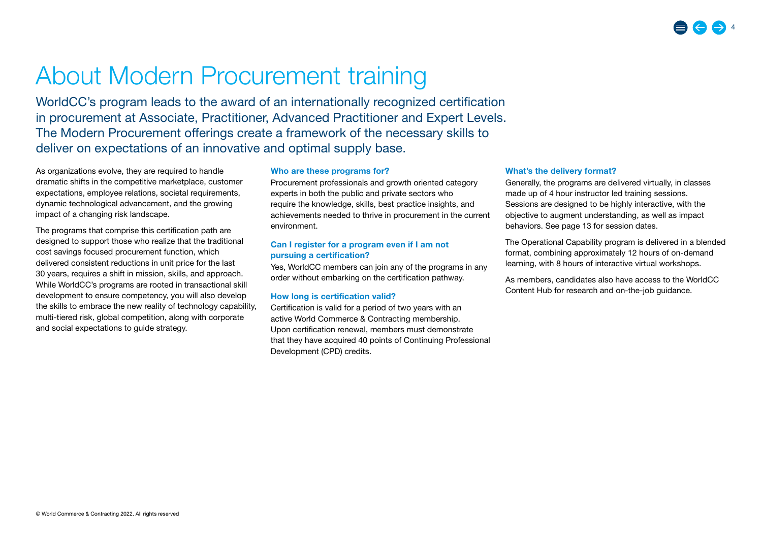# About Modern Procurement training

WorldCC's program leads to the award of an internationally recognized certification in procurement at Associate, Practitioner, Advanced Practitioner and Expert Levels. The Modern Procurement offerings create a framework of the necessary skills to deliver on expectations of an innovative and optimal supply base.

As organizations evolve, they are required to handle dramatic shifts in the competitive marketplace, customer expectations, employee relations, societal requirements, dynamic technological advancement, and the growing impact of a changing risk landscape.

The programs that comprise this certification path are designed to support those who realize that the traditional cost savings focused procurement function, which delivered consistent reductions in unit price for the last 30 years, requires a shift in mission, skills, and approach. While WorldCC's programs are rooted in transactional skill development to ensure competency, you will also develop the skills to embrace the new reality of technology capability, multi-tiered risk, global competition, along with corporate and social expectations to guide strategy.

### Who are these programs for?

Procurement professionals and growth oriented category experts in both the public and private sectors who require the knowledge, skills, best practice insights, and achievements needed to thrive in procurement in the current environment.

### Can I register for a program even if I am not pursuing a certification?

Yes, WorldCC members can join any of the programs in any order without embarking on the certification pathway.

### How long is certification valid?

Certification is valid for a period of two years with an active World Commerce & Contracting membership. Upon certification renewal, members must demonstrate that they have acquired 40 points of Continuing Professional Development (CPD) credits.

### What's the delivery format?

Generally, the programs are delivered virtually, in classes made up of 4 hour instructor led training sessions. Sessions are designed to be highly interactive, with the objective to augment understanding, as well as impact behaviors. See page 13 for session dates.

The Operational Capability program is delivered in a blended format, combining approximately 12 hours of on-demand learning, with 8 hours of interactive virtual workshops.

As members, candidates also have access to the WorldCC Content Hub for research and on-the-job guidance.

© World Commerce & Contracting 2022. All rights reserved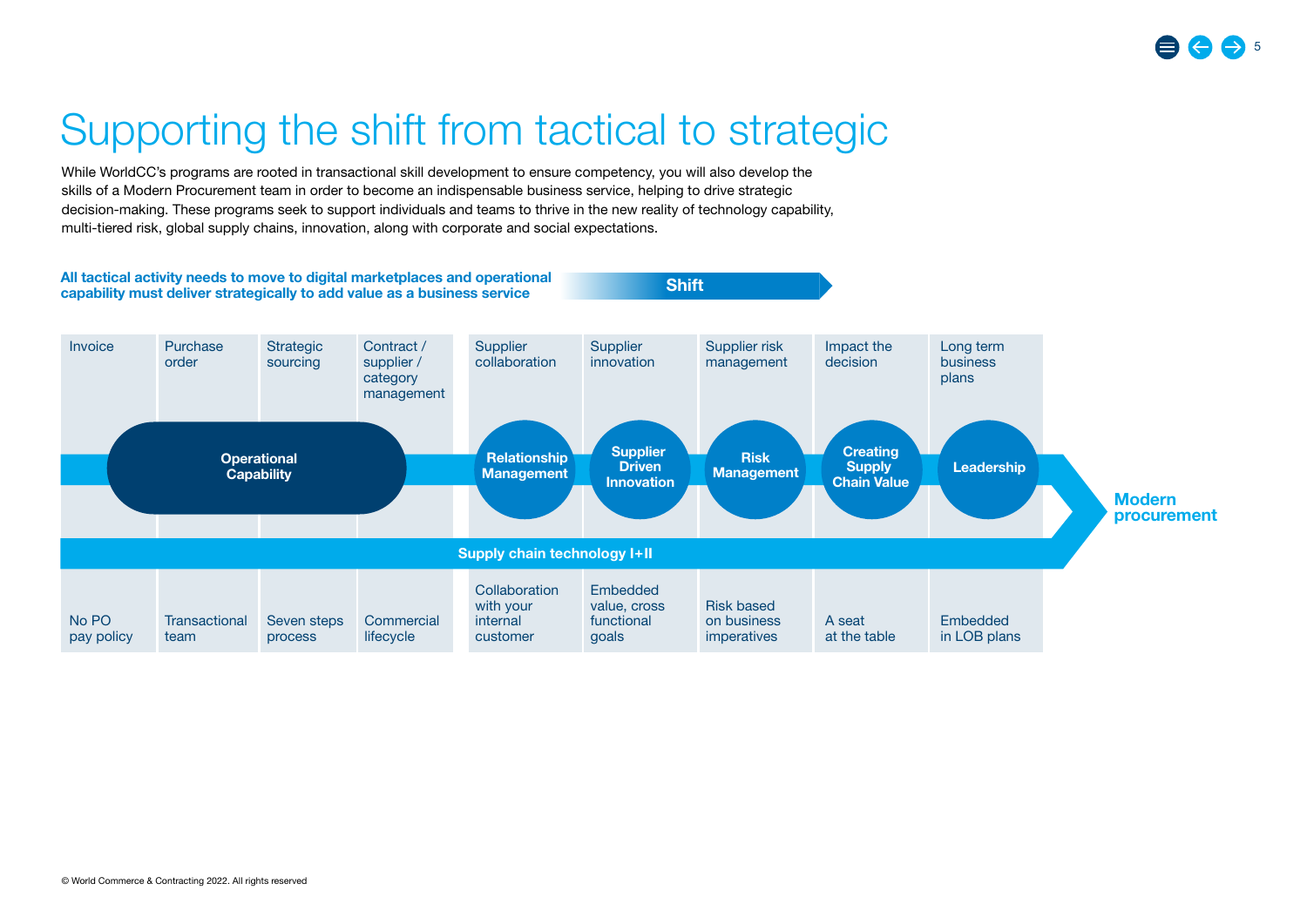# Supporting the shift from tactical to strategic

While WorldCC's programs are rooted in transactional skill development to ensure competency, you will also develop the skills of a Modern Procurement team in order to become an indispensable business service, helping to drive strategic decision-making. These programs seek to support individuals and teams to thrive in the new reality of technology capability, multi-tiered risk, global supply chains, innovation, along with corporate and social expectations.

**All tactical activity needs to move to digital marketplaces and operational capability must deliver strategically to add value as a business service**

**Shift**

| Invoice | Purchase order | Strategic sourcing | Contract / supplier / category management | Supplier collaboration | Supplier innovation | Supplier risk management | Impact the decision | Long term business plans |
|---|---|---|---|---|---|---|---|---|
| **Operational Capability** | | | | **Relationship Management** | **Supplier Driven Innovation** | **Risk Management** | **Creating Supply Chain Value** | **Leadership** |
| **Supply chain technology I+II** | | | | | | | | |
| No PO pay policy | Transactional team | Seven steps process | Commercial lifecycle | Collaboration with your internal customer | Embedded value, cross functional goals | Risk based on business imperatives | A seat at the table | Embedded in LOB plans |

**Modern procurement**

© World Commerce & Contracting 2022. All rights reserved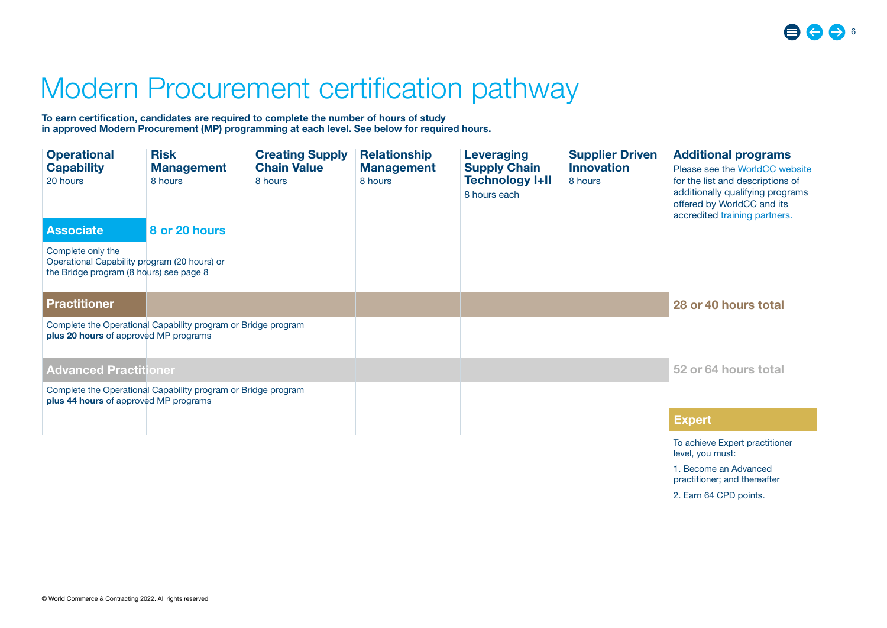# Modern Procurement certification pathway

**To earn certification, candidates are required to complete the number of hours of study in approved Modern Procurement (MP) programming at each level. See below for required hours.**

| Operational Capability | Risk Management | Creating Supply Chain Value | Relationship Management | Leveraging Supply Chain Technology I+II | Supplier Driven Innovation |
|---|---|---|---|---|---|
| 20 hours | 8 hours | 8 hours | 8 hours | 8 hours each | 8 hours |

### Additional programs

Please see the WorldCC website for the list and descriptions of additionally qualifying programs offered by WorldCC and its accredited training partners.

### Associate

**8 or 20 hours**

Complete only the Operational Capability program (20 hours) or the Bridge program (8 hours) see page 8

### Practitioner

**28 or 40 hours total**

Complete the Operational Capability program or Bridge program **plus 20 hours** of approved MP programs

### Advanced Practitioner

**52 or 64 hours total**

Complete the Operational Capability program or Bridge program **plus 44 hours** of approved MP programs

### Expert

To achieve Expert practitioner level, you must:

1. Become an Advanced practitioner; and thereafter
2. Earn 64 CPD points.

© World Commerce & Contracting 2022. All rights reserved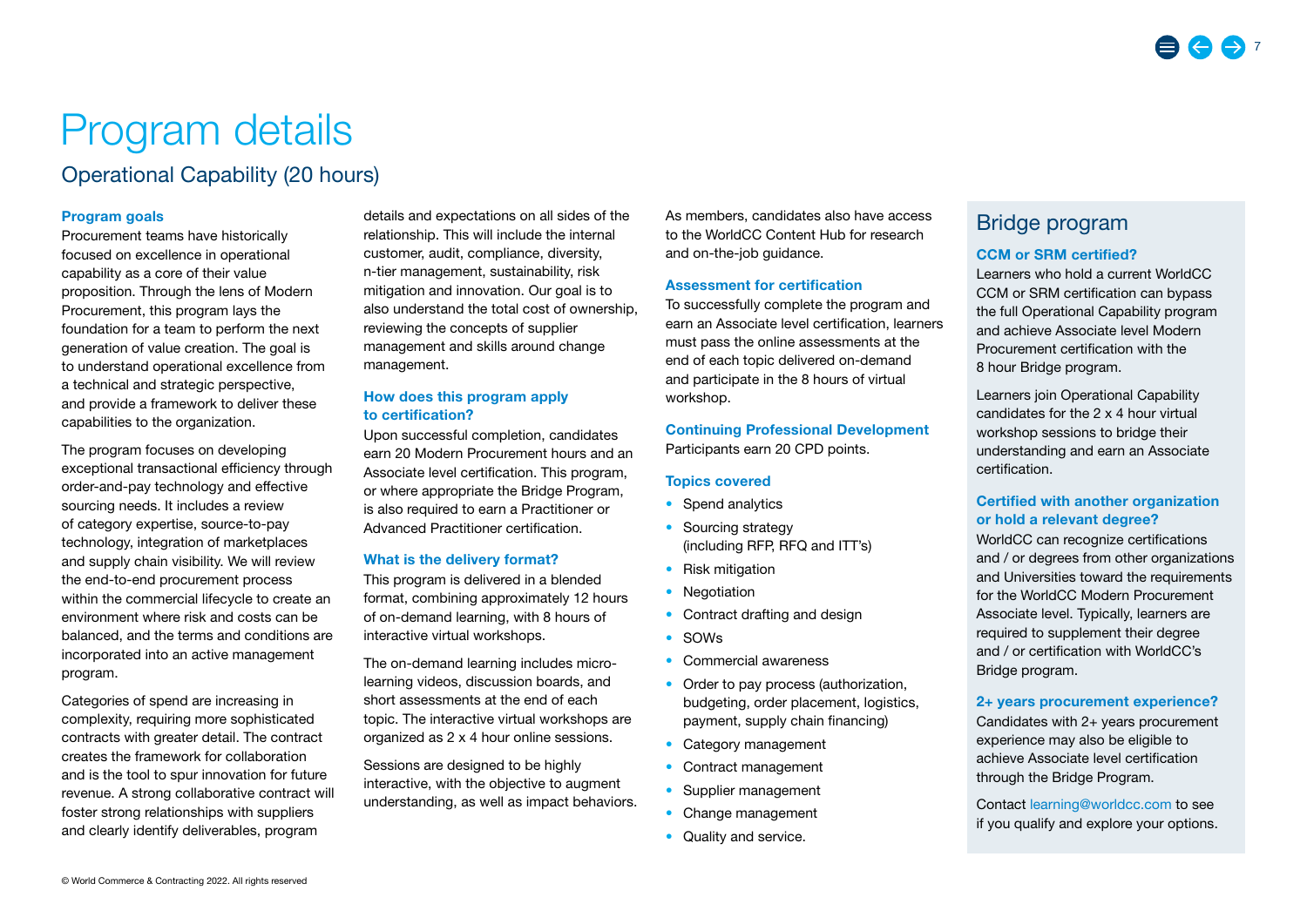# Program details

## Operational Capability (20 hours)

### Program goals

Procurement teams have historically focused on excellence in operational capability as a core of their value proposition. Through the lens of Modern Procurement, this program lays the foundation for a team to perform the next generation of value creation. The goal is to understand operational excellence from a technical and strategic perspective, and provide a framework to deliver these capabilities to the organization.

The program focuses on developing exceptional transactional efficiency through order-and-pay technology and effective sourcing needs. It includes a review of category expertise, source-to-pay technology, integration of marketplaces and supply chain visibility. We will review the end-to-end procurement process within the commercial lifecycle to create an environment where risk and costs can be balanced, and the terms and conditions are incorporated into an active management program.

Categories of spend are increasing in complexity, requiring more sophisticated contracts with greater detail. The contract creates the framework for collaboration and is the tool to spur innovation for future revenue. A strong collaborative contract will foster strong relationships with suppliers and clearly identify deliverables, program details and expectations on all sides of the relationship. This will include the internal customer, audit, compliance, diversity, n-tier management, sustainability, risk mitigation and innovation. Our goal is to also understand the total cost of ownership, reviewing the concepts of supplier management and skills around change management.

### How does this program apply to certification?

Upon successful completion, candidates earn 20 Modern Procurement hours and an Associate level certification. This program, or where appropriate the Bridge Program, is also required to earn a Practitioner or Advanced Practitioner certification.

### What is the delivery format?

This program is delivered in a blended format, combining approximately 12 hours of on-demand learning, with 8 hours of interactive virtual workshops.

The on-demand learning includes micro-learning videos, discussion boards, and short assessments at the end of each topic. The interactive virtual workshops are organized as 2 x 4 hour online sessions.

Sessions are designed to be highly interactive, with the objective to augment understanding, as well as impact behaviors.

As members, candidates also have access to the WorldCC Content Hub for research and on-the-job guidance.

### Assessment for certification

To successfully complete the program and earn an Associate level certification, learners must pass the online assessments at the end of each topic delivered on-demand and participate in the 8 hours of virtual workshop.

### Continuing Professional Development

Participants earn 20 CPD points.

### Topics covered

- Spend analytics
- Sourcing strategy (including RFP, RFQ and ITT's)
- Risk mitigation
- Negotiation
- Contract drafting and design
- SOWs
- Commercial awareness
- Order to pay process (authorization, budgeting, order placement, logistics, payment, supply chain financing)
- Category management
- Contract management
- Supplier management
- Change management
- Quality and service.

## Bridge program

### CCM or SRM certified?

Learners who hold a current WorldCC CCM or SRM certification can bypass the full Operational Capability program and achieve Associate level Modern Procurement certification with the 8 hour Bridge program.

Learners join Operational Capability candidates for the 2 x 4 hour virtual workshop sessions to bridge their understanding and earn an Associate certification.

### Certified with another organization or hold a relevant degree?

WorldCC can recognize certifications and / or degrees from other organizations and Universities toward the requirements for the WorldCC Modern Procurement Associate level. Typically, learners are required to supplement their degree and / or certification with WorldCC's Bridge program.

### 2+ years procurement experience?

Candidates with 2+ years procurement experience may also be eligible to achieve Associate level certification through the Bridge Program.

Contact learning@worldcc.com to see if you qualify and explore your options.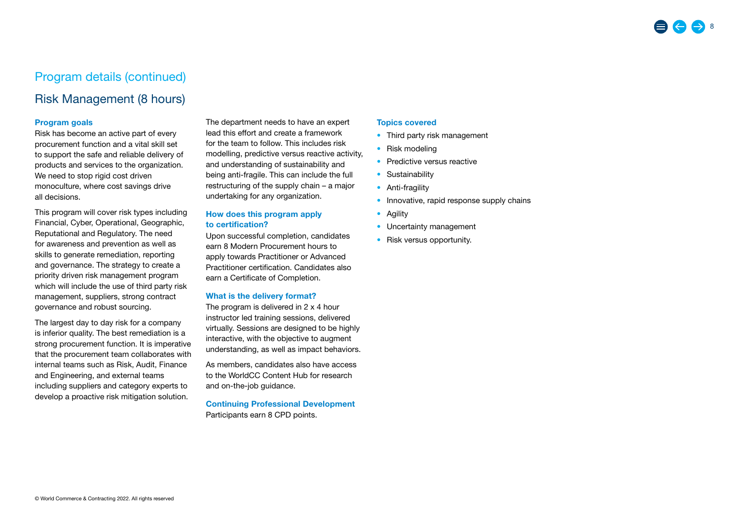# Program details (continued)

## Risk Management (8 hours)

### Program goals

Risk has become an active part of every procurement function and a vital skill set to support the safe and reliable delivery of products and services to the organization. We need to stop rigid cost driven monoculture, where cost savings drive all decisions.

This program will cover risk types including Financial, Cyber, Operational, Geographic, Reputational and Regulatory. The need for awareness and prevention as well as skills to generate remediation, reporting and governance. The strategy to create a priority driven risk management program which will include the use of third party risk management, suppliers, strong contract governance and robust sourcing.

The largest day to day risk for a company is inferior quality. The best remediation is a strong procurement function. It is imperative that the procurement team collaborates with internal teams such as Risk, Audit, Finance and Engineering, and external teams including suppliers and category experts to develop a proactive risk mitigation solution.

The department needs to have an expert lead this effort and create a framework for the team to follow. This includes risk modelling, predictive versus reactive activity, and understanding of sustainability and being anti-fragile. This can include the full restructuring of the supply chain – a major undertaking for any organization.

### How does this program apply to certification?

Upon successful completion, candidates earn 8 Modern Procurement hours to apply towards Practitioner or Advanced Practitioner certification. Candidates also earn a Certificate of Completion.

### What is the delivery format?

The program is delivered in 2 x 4 hour instructor led training sessions, delivered virtually. Sessions are designed to be highly interactive, with the objective to augment understanding, as well as impact behaviors.

As members, candidates also have access to the WorldCC Content Hub for research and on-the-job guidance.

### Continuing Professional Development

Participants earn 8 CPD points.

### Topics covered

- Third party risk management
- Risk modeling
- Predictive versus reactive
- Sustainability
- Anti-fragility
- Innovative, rapid response supply chains
- Agility
- Uncertainty management
- Risk versus opportunity.

© World Commerce & Contracting 2022. All rights reserved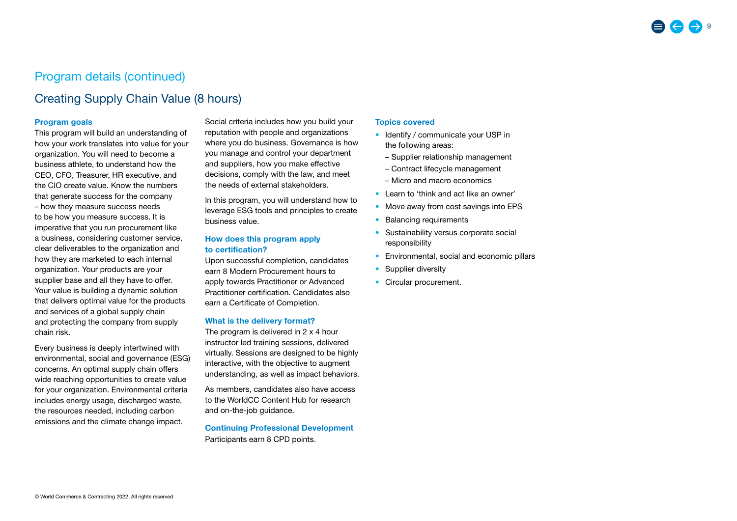## Program details (continued)

### Creating Supply Chain Value (8 hours)

**Program goals**

This program will build an understanding of how your work translates into value for your organization. You will need to become a business athlete, to understand how the CEO, CFO, Treasurer, HR executive, and the CIO create value. Know the numbers that generate success for the company – how they measure success needs to be how you measure success. It is imperative that you run procurement like a business, considering customer service, clear deliverables to the organization and how they are marketed to each internal organization. Your products are your supplier base and all they have to offer. Your value is building a dynamic solution that delivers optimal value for the products and services of a global supply chain and protecting the company from supply chain risk.

Every business is deeply intertwined with environmental, social and governance (ESG) concerns. An optimal supply chain offers wide reaching opportunities to create value for your organization. Environmental criteria includes energy usage, discharged waste, the resources needed, including carbon emissions and the climate change impact. Social criteria includes how you build your reputation with people and organizations where you do business. Governance is how you manage and control your department and suppliers, how you make effective decisions, comply with the law, and meet the needs of external stakeholders.

In this program, you will understand how to leverage ESG tools and principles to create business value.

**How does this program apply to certification?**

Upon successful completion, candidates earn 8 Modern Procurement hours to apply towards Practitioner or Advanced Practitioner certification. Candidates also earn a Certificate of Completion.

**What is the delivery format?**

The program is delivered in 2 x 4 hour instructor led training sessions, delivered virtually. Sessions are designed to be highly interactive, with the objective to augment understanding, as well as impact behaviors.

As members, candidates also have access to the WorldCC Content Hub for research and on-the-job guidance.

**Continuing Professional Development**

Participants earn 8 CPD points.

**Topics covered**

- Identify / communicate your USP in the following areas:
  - Supplier relationship management
  - Contract lifecycle management
  - Micro and macro economics
- Learn to 'think and act like an owner'
- Move away from cost savings into EPS
- Balancing requirements
- Sustainability versus corporate social responsibility
- Environmental, social and economic pillars
- Supplier diversity
- Circular procurement.

© World Commerce & Contracting 2022. All rights reserved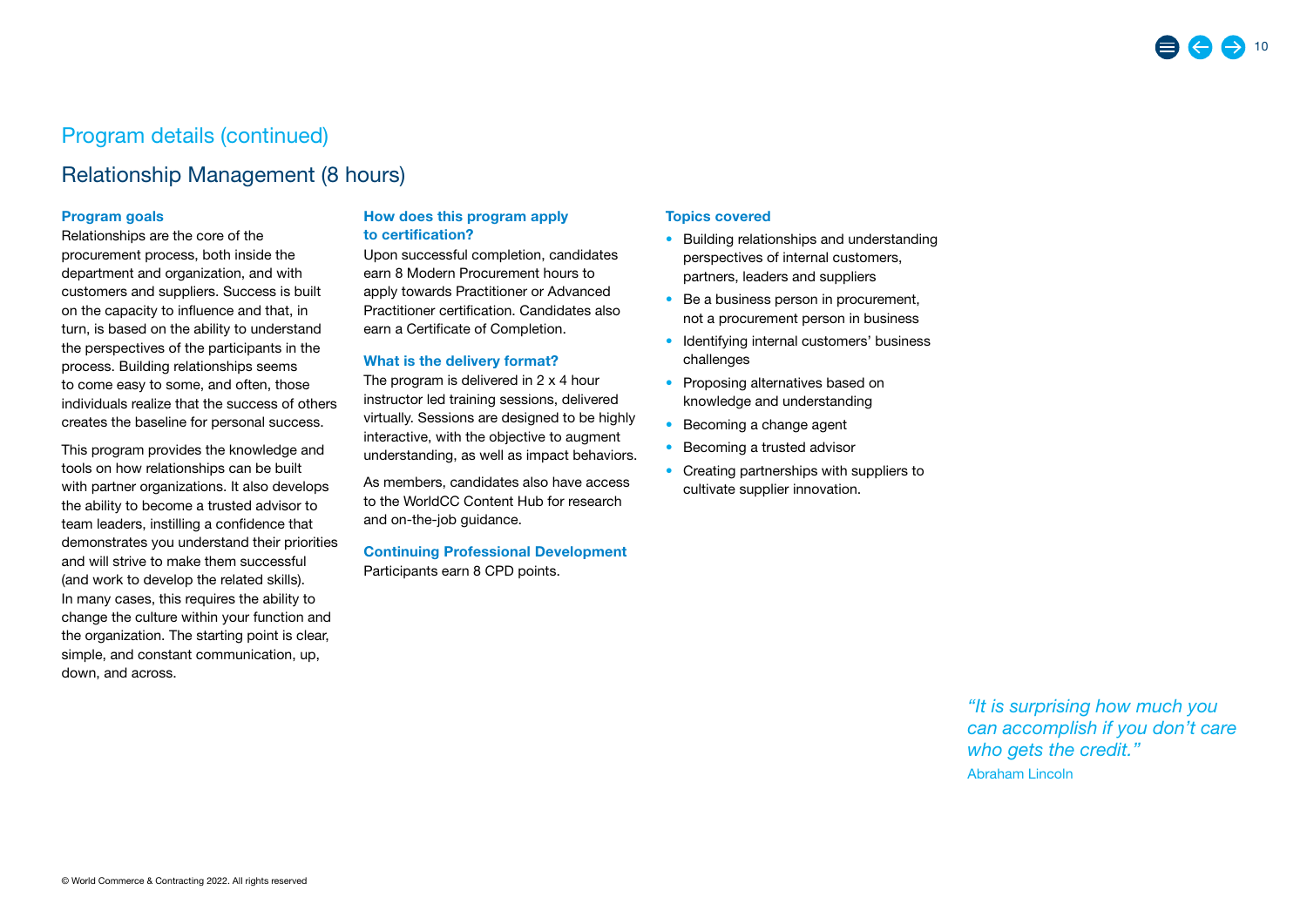## Program details (continued)

### Relationship Management (8 hours)

**Program goals**

Relationships are the core of the procurement process, both inside the department and organization, and with customers and suppliers. Success is built on the capacity to influence and that, in turn, is based on the ability to understand the perspectives of the participants in the process. Building relationships seems to come easy to some, and often, those individuals realize that the success of others creates the baseline for personal success.

This program provides the knowledge and tools on how relationships can be built with partner organizations. It also develops the ability to become a trusted advisor to team leaders, instilling a confidence that demonstrates you understand their priorities and will strive to make them successful (and work to develop the related skills). In many cases, this requires the ability to change the culture within your function and the organization. The starting point is clear, simple, and constant communication, up, down, and across.

**How does this program apply to certification?**

Upon successful completion, candidates earn 8 Modern Procurement hours to apply towards Practitioner or Advanced Practitioner certification. Candidates also earn a Certificate of Completion.

**What is the delivery format?**

The program is delivered in 2 x 4 hour instructor led training sessions, delivered virtually. Sessions are designed to be highly interactive, with the objective to augment understanding, as well as impact behaviors.

As members, candidates also have access to the WorldCC Content Hub for research and on-the-job guidance.

**Continuing Professional Development**

Participants earn 8 CPD points.

**Topics covered**

- Building relationships and understanding perspectives of internal customers, partners, leaders and suppliers
- Be a business person in procurement, not a procurement person in business
- Identifying internal customers' business challenges
- Proposing alternatives based on knowledge and understanding
- Becoming a change agent
- Becoming a trusted advisor
- Creating partnerships with suppliers to cultivate supplier innovation.

*"It is surprising how much you can accomplish if you don't care who gets the credit."*

Abraham Lincoln

© World Commerce & Contracting 2022. All rights reserved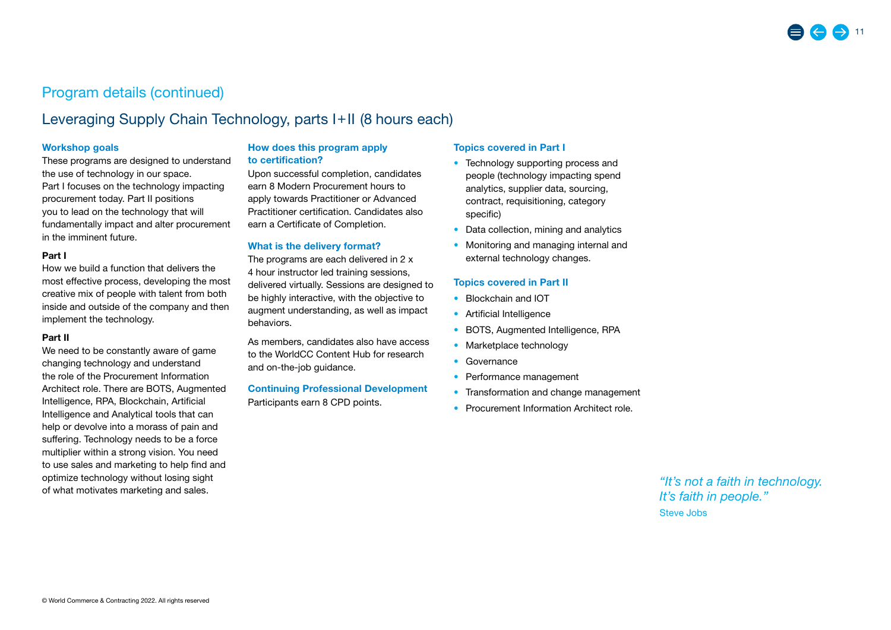## Program details (continued)

# Leveraging Supply Chain Technology, parts I+II (8 hours each)

### Workshop goals

These programs are designed to understand the use of technology in our space. Part I focuses on the technology impacting procurement today. Part II positions you to lead on the technology that will fundamentally impact and alter procurement in the imminent future.

**Part I**

How we build a function that delivers the most effective process, developing the most creative mix of people with talent from both inside and outside of the company and then implement the technology.

**Part II**

We need to be constantly aware of game changing technology and understand the role of the Procurement Information Architect role. There are BOTS, Augmented Intelligence, RPA, Blockchain, Artificial Intelligence and Analytical tools that can help or devolve into a morass of pain and suffering. Technology needs to be a force multiplier within a strong vision. You need to use sales and marketing to help find and optimize technology without losing sight of what motivates marketing and sales.

### How does this program apply to certification?

Upon successful completion, candidates earn 8 Modern Procurement hours to apply towards Practitioner or Advanced Practitioner certification. Candidates also earn a Certificate of Completion.

### What is the delivery format?

The programs are each delivered in 2 x 4 hour instructor led training sessions, delivered virtually. Sessions are designed to be highly interactive, with the objective to augment understanding, as well as impact behaviors.

As members, candidates also have access to the WorldCC Content Hub for research and on-the-job guidance.

### Continuing Professional Development

Participants earn 8 CPD points.

### Topics covered in Part I

- Technology supporting process and people (technology impacting spend analytics, supplier data, sourcing, contract, requisitioning, category specific)
- Data collection, mining and analytics
- Monitoring and managing internal and external technology changes.

### Topics covered in Part II

- Blockchain and IOT
- Artificial Intelligence
- BOTS, Augmented Intelligence, RPA
- Marketplace technology
- Governance
- Performance management
- Transformation and change management
- Procurement Information Architect role.

*"It's not a faith in technology. It's faith in people."*
Steve Jobs

© World Commerce & Contracting 2022. All rights reserved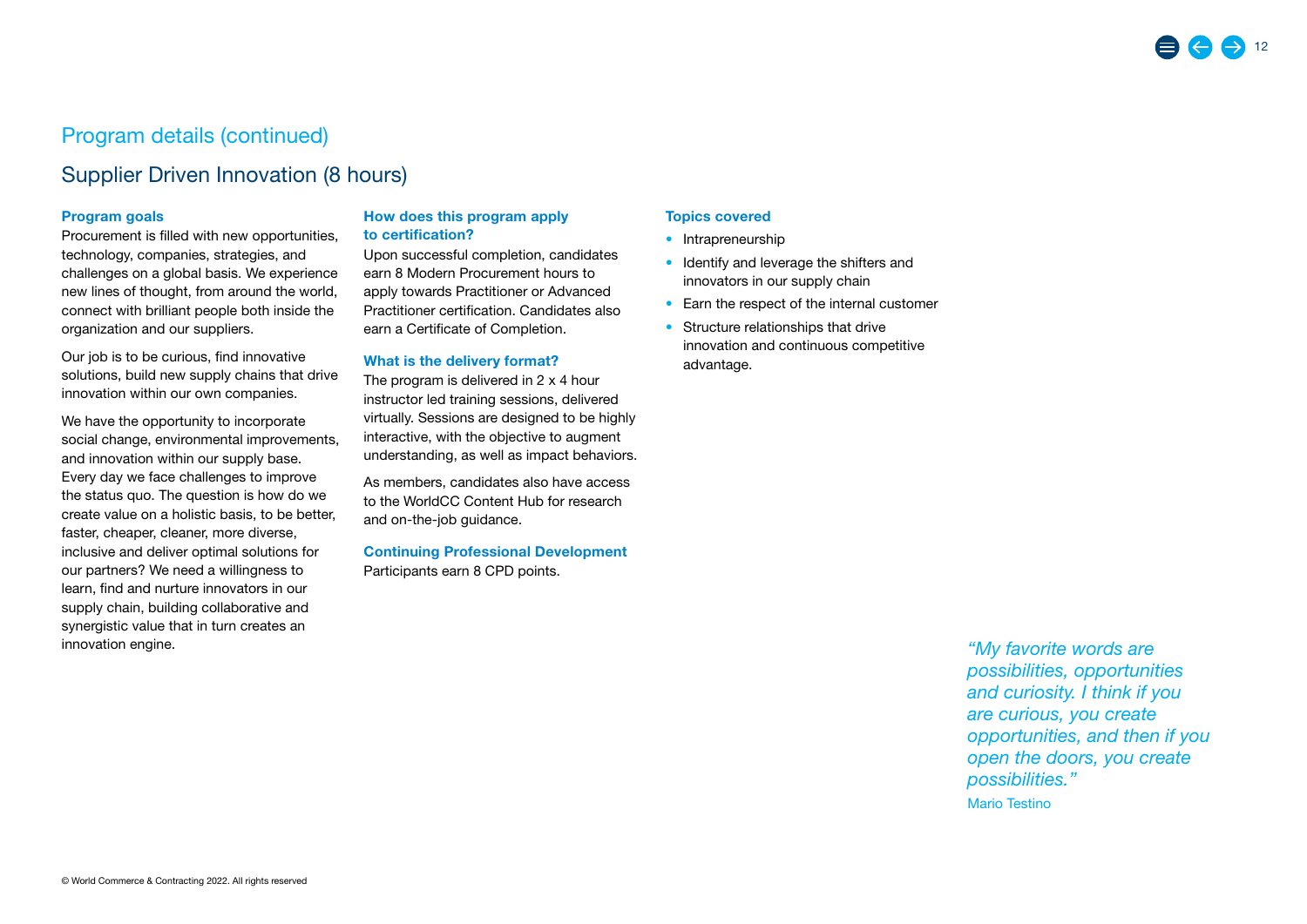## Program details (continued)

### Supplier Driven Innovation (8 hours)

**Program goals**

Procurement is filled with new opportunities, technology, companies, strategies, and challenges on a global basis. We experience new lines of thought, from around the world, connect with brilliant people both inside the organization and our suppliers.

Our job is to be curious, find innovative solutions, build new supply chains that drive innovation within our own companies.

We have the opportunity to incorporate social change, environmental improvements, and innovation within our supply base. Every day we face challenges to improve the status quo. The question is how do we create value on a holistic basis, to be better, faster, cheaper, cleaner, more diverse, inclusive and deliver optimal solutions for our partners? We need a willingness to learn, find and nurture innovators in our supply chain, building collaborative and synergistic value that in turn creates an innovation engine.

**How does this program apply to certification?**

Upon successful completion, candidates earn 8 Modern Procurement hours to apply towards Practitioner or Advanced Practitioner certification. Candidates also earn a Certificate of Completion.

**What is the delivery format?**

The program is delivered in 2 x 4 hour instructor led training sessions, delivered virtually. Sessions are designed to be highly interactive, with the objective to augment understanding, as well as impact behaviors.

As members, candidates also have access to the WorldCC Content Hub for research and on-the-job guidance.

**Continuing Professional Development**

Participants earn 8 CPD points.

**Topics covered**

- Intrapreneurship
- Identify and leverage the shifters and innovators in our supply chain
- Earn the respect of the internal customer
- Structure relationships that drive innovation and continuous competitive advantage.

*"My favorite words are possibilities, opportunities and curiosity. I think if you are curious, you create opportunities, and then if you open the doors, you create possibilities."*

Mario Testino

© World Commerce & Contracting 2022. All rights reserved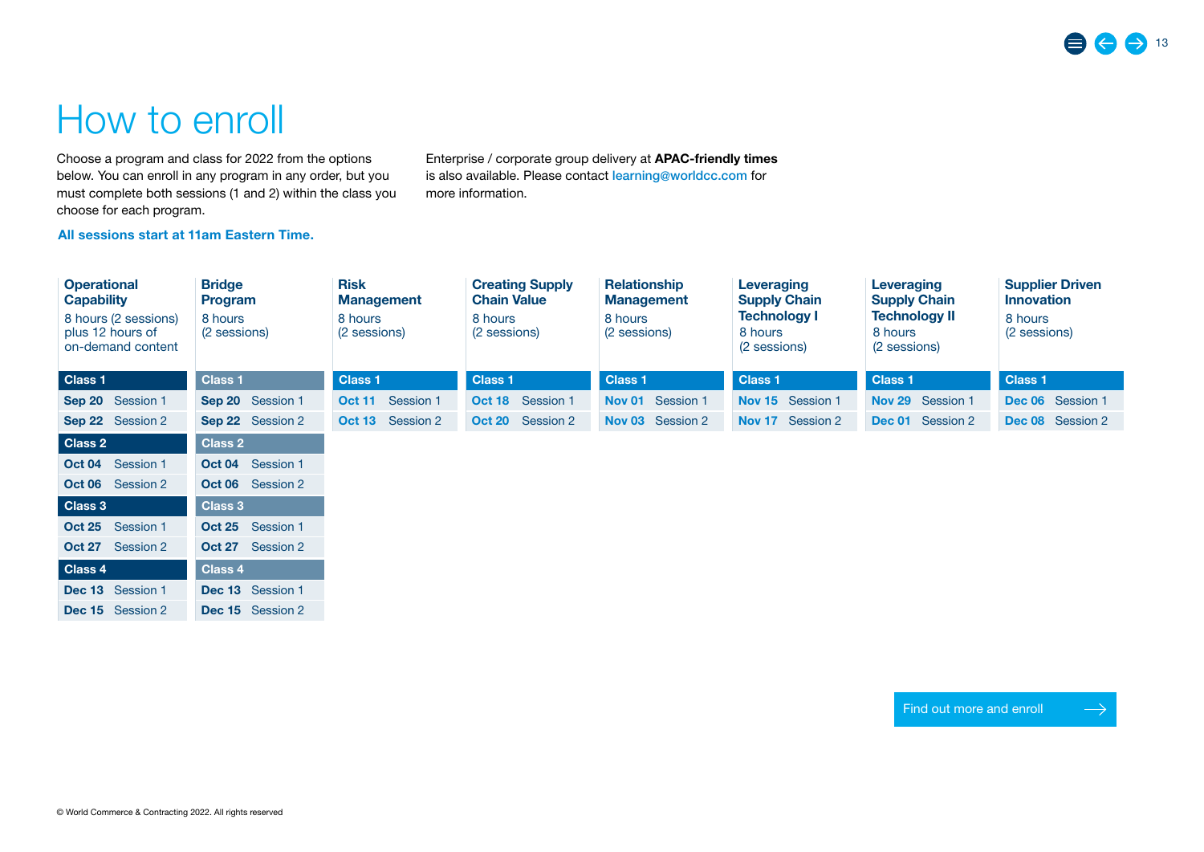# How to enroll

Choose a program and class for 2022 from the options below. You can enroll in any program in any order, but you must complete both sessions (1 and 2) within the class you choose for each program.

**All sessions start at 11am Eastern Time.**

Enterprise / corporate group delivery at **APAC-friendly times** is also available. Please contact learning@worldcc.com for more information.

### Operational Capability
8 hours (2 sessions) plus 12 hours of on-demand content

| Class | Date | Session |
| --- | --- | --- |
| **Class 1** | **Sep 20** | Session 1 |
| | **Sep 22** | Session 2 |
| **Class 2** | **Oct 04** | Session 1 |
| | **Oct 06** | Session 2 |
| **Class 3** | **Oct 25** | Session 1 |
| | **Oct 27** | Session 2 |
| **Class 4** | **Dec 13** | Session 1 |
| | **Dec 15** | Session 2 |

### Bridge Program
8 hours (2 sessions)

| Class | Date | Session |
| --- | --- | --- |
| **Class 1** | **Sep 20** | Session 1 |
| | **Sep 22** | Session 2 |
| **Class 2** | **Oct 04** | Session 1 |
| | **Oct 06** | Session 2 |
| **Class 3** | **Oct 25** | Session 1 |
| | **Oct 27** | Session 2 |
| **Class 4** | **Dec 13** | Session 1 |
| | **Dec 15** | Session 2 |

### Risk Management
8 hours (2 sessions)

| Class | Date | Session |
| --- | --- | --- |
| **Class 1** | **Oct 11** | Session 1 |
| | **Oct 13** | Session 2 |

### Creating Supply Chain Value
8 hours (2 sessions)

| Class | Date | Session |
| --- | --- | --- |
| **Class 1** | **Oct 18** | Session 1 |
| | **Oct 20** | Session 2 |

### Relationship Management
8 hours (2 sessions)

| Class | Date | Session |
| --- | --- | --- |
| **Class 1** | **Nov 01** | Session 1 |
| | **Nov 03** | Session 2 |

### Leveraging Supply Chain Technology I
8 hours (2 sessions)

| Class | Date | Session |
| --- | --- | --- |
| **Class 1** | **Nov 15** | Session 1 |
| | **Nov 17** | Session 2 |

### Leveraging Supply Chain Technology II
8 hours (2 sessions)

| Class | Date | Session |
| --- | --- | --- |
| **Class 1** | **Nov 29** | Session 1 |
| | **Dec 01** | Session 2 |

### Supplier Driven Innovation
8 hours (2 sessions)

| Class | Date | Session |
| --- | --- | --- |
| **Class 1** | **Dec 06** | Session 1 |
| | **Dec 08** | Session 2 |

Find out more and enroll →

© World Commerce & Contracting 2022. All rights reserved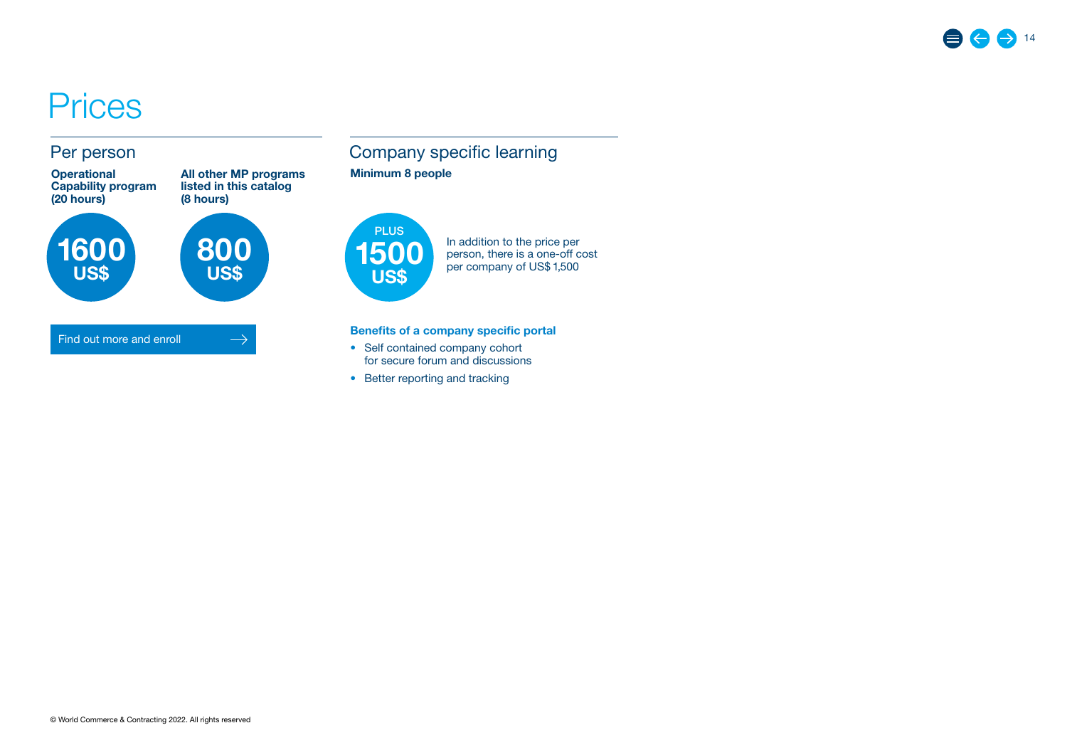# Prices

## Per person

**Operational Capability program (20 hours)**

**1600 US$**

**All other MP programs listed in this catalog (8 hours)**

**800 US$**

Find out more and enroll →

## Company specific learning

**Minimum 8 people**

**PLUS 1500 US$**

In addition to the price per person, there is a one-off cost per company of US$ 1,500

**Benefits of a company specific portal**

- Self contained company cohort for secure forum and discussions
- Better reporting and tracking

© World Commerce & Contracting 2022. All rights reserved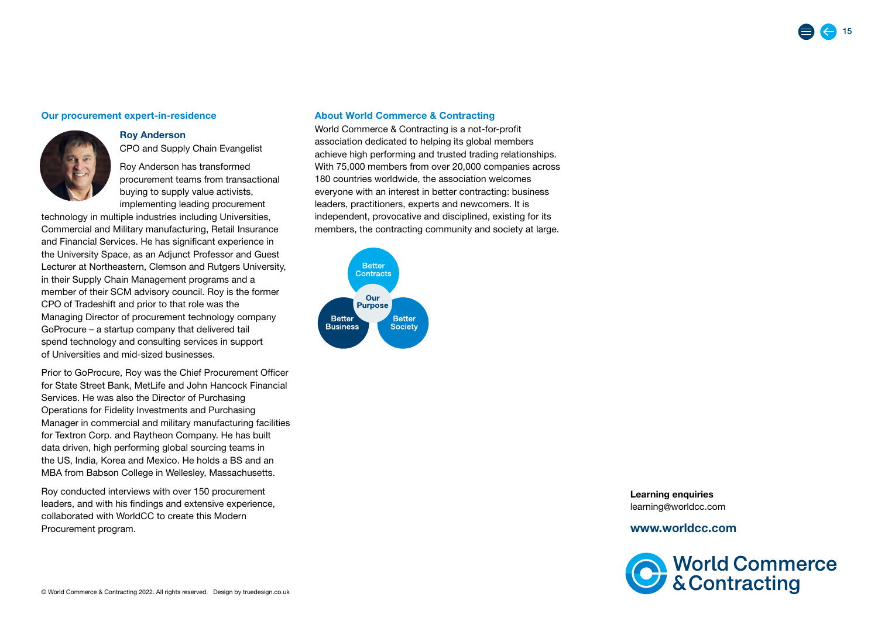## Our procurement expert-in-residence

**Roy Anderson**

CPO and Supply Chain Evangelist

Roy Anderson has transformed procurement teams from transactional buying to supply value activists, implementing leading procurement technology in multiple industries including Universities, Commercial and Military manufacturing, Retail Insurance and Financial Services. He has significant experience in the University Space, as an Adjunct Professor and Guest Lecturer at Northeastern, Clemson and Rutgers University, in their Supply Chain Management programs and a member of their SCM advisory council. Roy is the former CPO of Tradeshift and prior to that role was the Managing Director of procurement technology company GoProcure – a startup company that delivered tail spend technology and consulting services in support of Universities and mid-sized businesses.

Prior to GoProcure, Roy was the Chief Procurement Officer for State Street Bank, MetLife and John Hancock Financial Services. He was also the Director of Purchasing Operations for Fidelity Investments and Purchasing Manager in commercial and military manufacturing facilities for Textron Corp. and Raytheon Company. He has built data driven, high performing global sourcing teams in the US, India, Korea and Mexico. He holds a BS and an MBA from Babson College in Wellesley, Massachusetts.

Roy conducted interviews with over 150 procurement leaders, and with his findings and extensive experience, collaborated with WorldCC to create this Modern Procurement program.

## About World Commerce & Contracting

World Commerce & Contracting is a not-for-profit association dedicated to helping its global members achieve high performing and trusted trading relationships. With 75,000 members from over 20,000 companies across 180 countries worldwide, the association welcomes everyone with an interest in better contracting: business leaders, practitioners, experts and newcomers. It is independent, provocative and disciplined, existing for its members, the contracting community and society at large.

Better Contracts

Our Purpose

Better Business

Better Society

**Learning enquiries**
learning@worldcc.com

**www.worldcc.com**

World Commerce & Contracting

© World Commerce & Contracting 2022. All rights reserved. Design by truedesign.co.uk